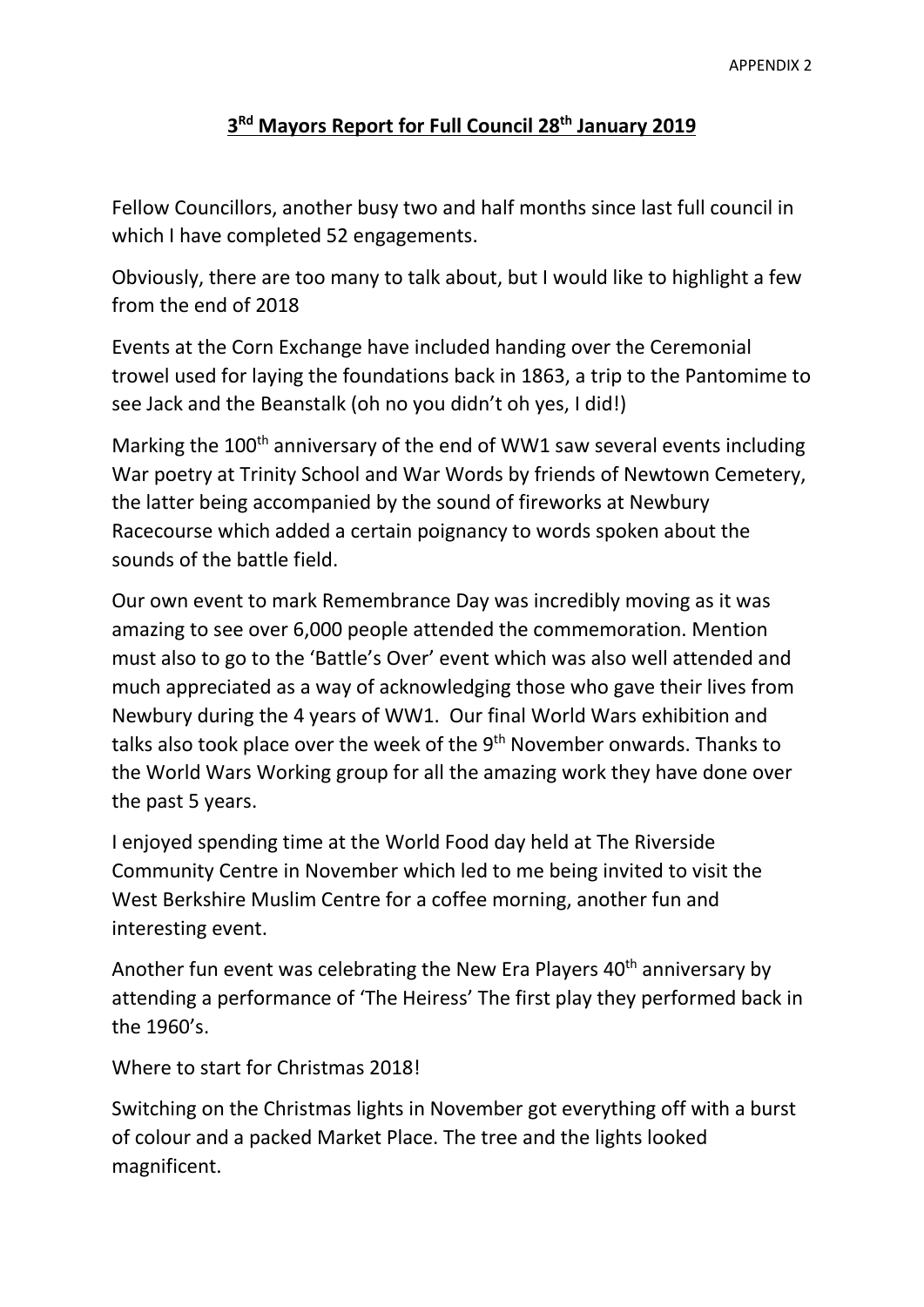APPENDIX 2

# 3Rd Mayors Report for Full Council 28th January 2019

Fellow Councillors, another busy two and half months since last full council in which I have completed 52 engagements.

Obviously, there are too many to talk about, but I would like to highlight a few from the end of 2018

Events at the Corn Exchange have included handing over the Ceremonial trowel used for laying the foundations back in 1863, a trip to the Pantomime to see Jack and the Beanstalk (oh no you didn't oh yes, I did!)

Marking the 100th anniversary of the end of WW1 saw several events including War poetry at Trinity School and War Words by friends of Newtown Cemetery, the latter being accompanied by the sound of fireworks at Newbury Racecourse which added a certain poignancy to words spoken about the sounds of the battle field.

Our own event to mark Remembrance Day was incredibly moving as it was amazing to see over 6,000 people attended the commemoration. Mention must also to go to the 'Battle's Over' event which was also well attended and much appreciated as a way of acknowledging those who gave their lives from Newbury during the 4 years of WW1. Our final World Wars exhibition and talks also took place over the week of the 9th November onwards. Thanks to the World Wars Working group for all the amazing work they have done over the past 5 years.

I enjoyed spending time at the World Food day held at The Riverside Community Centre in November which led to me being invited to visit the West Berkshire Muslim Centre for a coffee morning, another fun and interesting event.

Another fun event was celebrating the New Era Players 40th anniversary by attending a performance of 'The Heiress' The first play they performed back in the 1960's.

Where to start for Christmas 2018!

Switching on the Christmas lights in November got everything off with a burst of colour and a packed Market Place. The tree and the lights looked magnificent.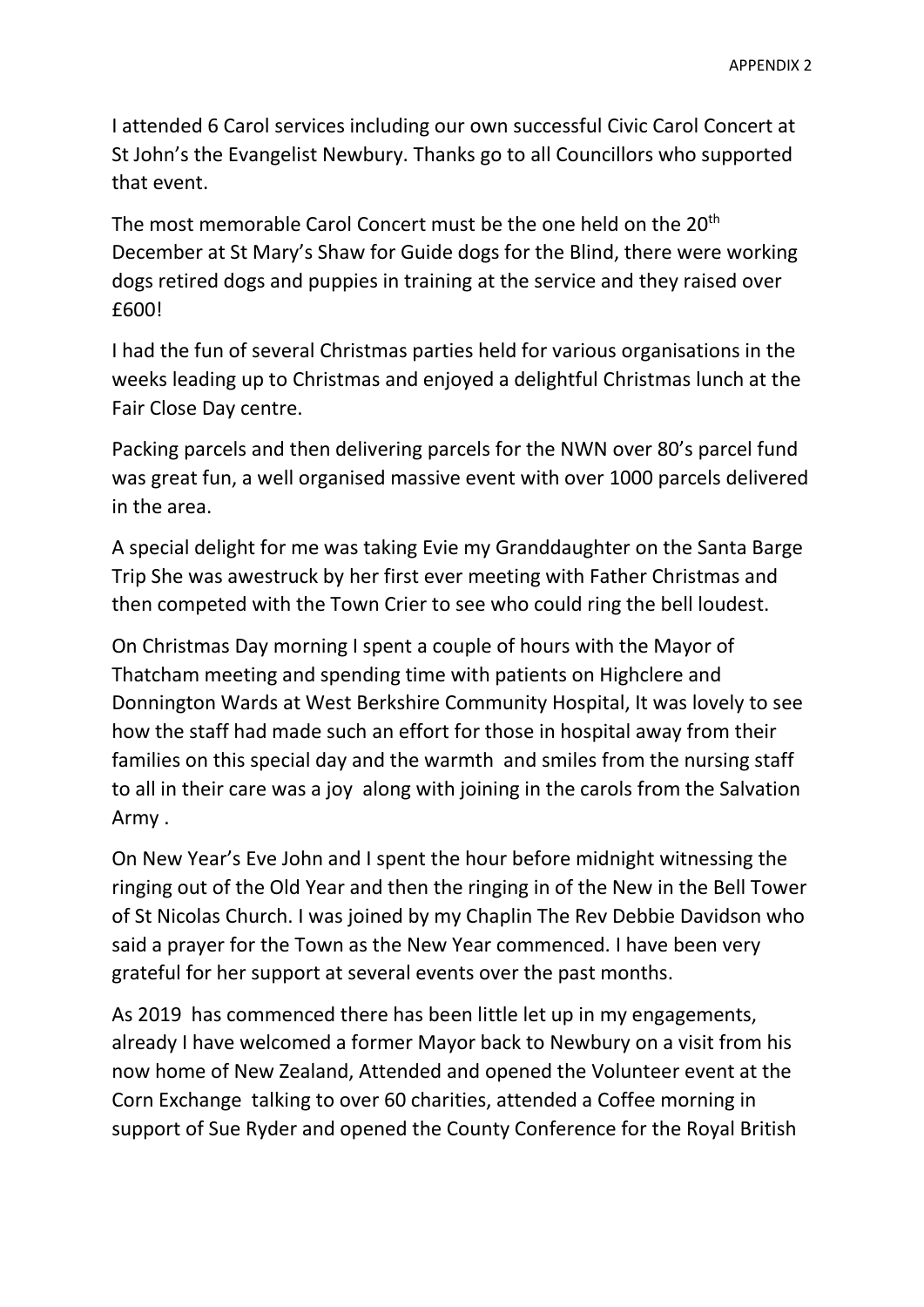I attended 6 Carol services including our own successful Civic Carol Concert at St John's the Evangelist Newbury. Thanks go to all Councillors who supported that event.

The most memorable Carol Concert must be the one held on the 20th December at St Mary's Shaw for Guide dogs for the Blind, there were working dogs retired dogs and puppies in training at the service and they raised over £600!

I had the fun of several Christmas parties held for various organisations in the weeks leading up to Christmas and enjoyed a delightful Christmas lunch at the Fair Close Day centre.

Packing parcels and then delivering parcels for the NWN over 80's parcel fund was great fun, a well organised massive event with over 1000 parcels delivered in the area.

A special delight for me was taking Evie my Granddaughter on the Santa Barge Trip She was awestruck by her first ever meeting with Father Christmas and then competed with the Town Crier to see who could ring the bell loudest.

On Christmas Day morning I spent a couple of hours with the Mayor of Thatcham meeting and spending time with patients on Highclere and Donnington Wards at West Berkshire Community Hospital, It was lovely to see how the staff had made such an effort for those in hospital away from their families on this special day and the warmth and smiles from the nursing staff to all in their care was a joy along with joining in the carols from the Salvation Army .

On New Year's Eve John and I spent the hour before midnight witnessing the ringing out of the Old Year and then the ringing in of the New in the Bell Tower of St Nicolas Church. I was joined by my Chaplin The Rev Debbie Davidson who said a prayer for the Town as the New Year commenced. I have been very grateful for her support at several events over the past months.

As 2019 has commenced there has been little let up in my engagements, already I have welcomed a former Mayor back to Newbury on a visit from his now home of New Zealand, Attended and opened the Volunteer event at the Corn Exchange talking to over 60 charities, attended a Coffee morning in support of Sue Ryder and opened the County Conference for the Royal British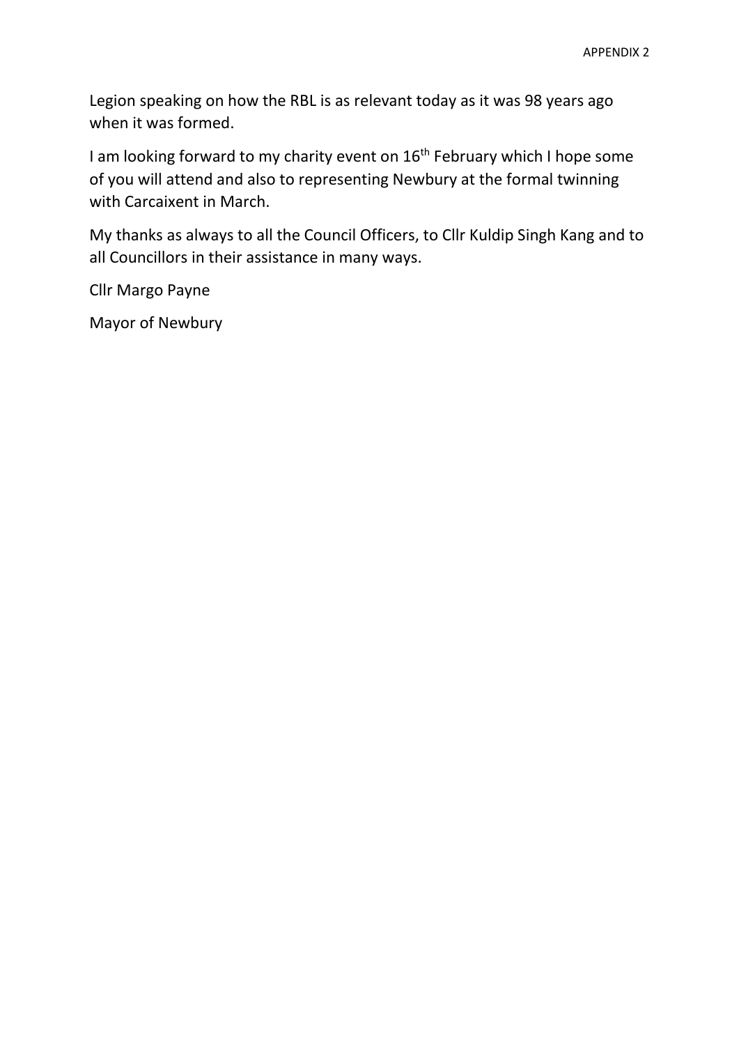Legion speaking on how the RBL is as relevant today as it was 98 years ago when it was formed.

I am looking forward to my charity event on 16th February which I hope some of you will attend and also to representing Newbury at the formal twinning with Carcaixent in March.

My thanks as always to all the Council Officers, to Cllr Kuldip Singh Kang and to all Councillors in their assistance in many ways.

Cllr Margo Payne

Mayor of Newbury